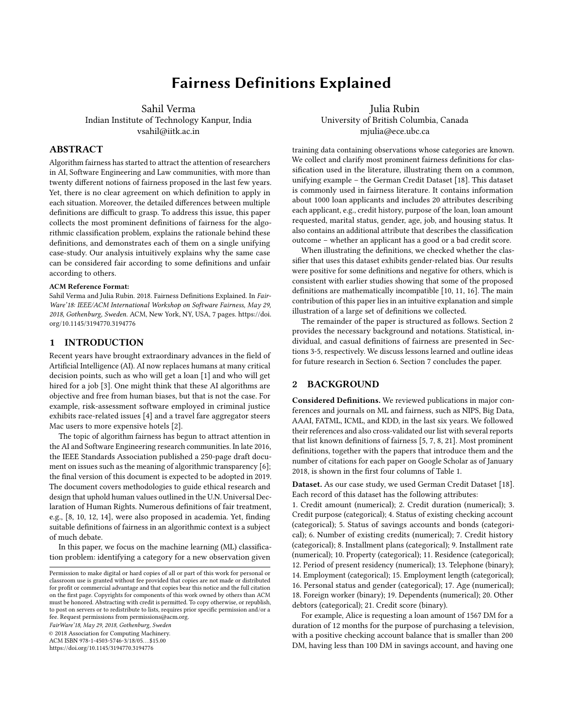# Fairness Definitions Explained

Sahil Verma
Indian Institute of Technology Kanpur, India
vsahil@iitk.ac.in

Julia Rubin
University of British Columbia, Canada
mjulia@ece.ubc.ca

## ABSTRACT

Algorithm fairness has started to attract the attention of researchers in AI, Software Engineering and Law communities, with more than twenty different notions of fairness proposed in the last few years. Yet, there is no clear agreement on which definition to apply in each situation. Moreover, the detailed differences between multiple definitions are difficult to grasp. To address this issue, this paper collects the most prominent definitions of fairness for the algorithmic classification problem, explains the rationale behind these definitions, and demonstrates each of them on a single unifying case-study. Our analysis intuitively explains why the same case can be considered fair according to some definitions and unfair according to others.

**ACM Reference Format:**
Sahil Verma and Julia Rubin. 2018. Fairness Definitions Explained. In *FairWare'18: IEEE/ACM International Workshop on Software Fairness, May 29, 2018, Gothenburg, Sweden.* ACM, New York, NY, USA, 7 pages. https://doi.org/10.1145/3194770.3194776

## 1 INTRODUCTION

Recent years have brought extraordinary advances in the field of Artificial Intelligence (AI). AI now replaces humans at many critical decision points, such as who will get a loan [1] and who will get hired for a job [3]. One might think that these AI algorithms are objective and free from human biases, but that is not the case. For example, risk-assessment software employed in criminal justice exhibits race-related issues [4] and a travel fare aggregator steers Mac users to more expensive hotels [2].

The topic of algorithm fairness has begun to attract attention in the AI and Software Engineering research communities. In late 2016, the IEEE Standards Association published a 250-page draft document on issues such as the meaning of algorithmic transparency [6]; the final version of this document is expected to be adopted in 2019. The document covers methodologies to guide ethical research and design that uphold human values outlined in the U.N. Universal Declaration of Human Rights. Numerous definitions of fair treatment, e.g., [8, 10, 12, 14], were also proposed in academia. Yet, finding suitable definitions of fairness in an algorithmic context is a subject of much debate.

In this paper, we focus on the machine learning (ML) classification problem: identifying a category for a new observation given training data containing observations whose categories are known. We collect and clarify most prominent fairness definitions for classification used in the literature, illustrating them on a common, unifying example – the German Credit Dataset [18]. This dataset is commonly used in fairness literature. It contains information about 1000 loan applicants and includes 20 attributes describing each applicant, e.g., credit history, purpose of the loan, loan amount requested, marital status, gender, age, job, and housing status. It also contains an additional attribute that describes the classification outcome – whether an applicant has a good or a bad credit score.

When illustrating the definitions, we checked whether the classifier that uses this dataset exhibits gender-related bias. Our results were positive for some definitions and negative for others, which is consistent with earlier studies showing that some of the proposed definitions are mathematically incompatible [10, 11, 16]. The main contribution of this paper lies in an intuitive explanation and simple illustration of a large set of definitions we collected.

The remainder of the paper is structured as follows. Section 2 provides the necessary background and notations. Statistical, individual, and casual definitions of fairness are presented in Sections 3-5, respectively. We discuss lessons learned and outline ideas for future research in Section 6. Section 7 concludes the paper.

## 2 BACKGROUND

**Considered Definitions.** We reviewed publications in major conferences and journals on ML and fairness, such as NIPS, Big Data, AAAI, FATML, ICML, and KDD, in the last six years. We followed their references and also cross-validated our list with several reports that list known definitions of fairness [5, 7, 8, 21]. Most prominent definitions, together with the papers that introduce them and the number of citations for each paper on Google Scholar as of January 2018, is shown in the first four columns of Table 1.

**Dataset.** As our case study, we used German Credit Dataset [18]. Each record of this dataset has the following attributes:
1. Credit amount (numerical); 2. Credit duration (numerical); 3. Credit purpose (categorical); 4. Status of existing checking account (categorical); 5. Status of savings accounts and bonds (categorical); 6. Number of existing credits (numerical); 7. Credit history (categorical); 8. Installment plans (categorical); 9. Installment rate (numerical); 10. Property (categorical); 11. Residence (categorical); 12. Period of present residency (numerical); 13. Telephone (binary); 14. Employment (categorical); 15. Employment length (categorical); 16. Personal status and gender (categorical); 17. Age (numerical); 18. Foreign worker (binary); 19. Dependents (numerical); 20. Other debtors (categorical); 21. Credit score (binary).

For example, Alice is requesting a loan amount of 1567 DM for a duration of 12 months for the purpose of purchasing a television, with a positive checking account balance that is smaller than 200 DM, having less than 100 DM in savings account, and having one

Permission to make digital or hard copies of all or part of this work for personal or classroom use is granted without fee provided that copies are not made or distributed for profit or commercial advantage and that copies bear this notice and the full citation on the first page. Copyrights for components of this work owned by others than ACM must be honored. Abstracting with credit is permitted. To copy otherwise, or republish, to post on servers or to redistribute to lists, requires prior specific permission and/or a fee. Request permissions from permissions@acm.org.
*FairWare'18, May 29, 2018, Gothenburg, Sweden*
© 2018 Association for Computing Machinery.
ACM ISBN 978-1-4503-5746-3/18/05...$15.00
https://doi.org/10.1145/3194770.3194776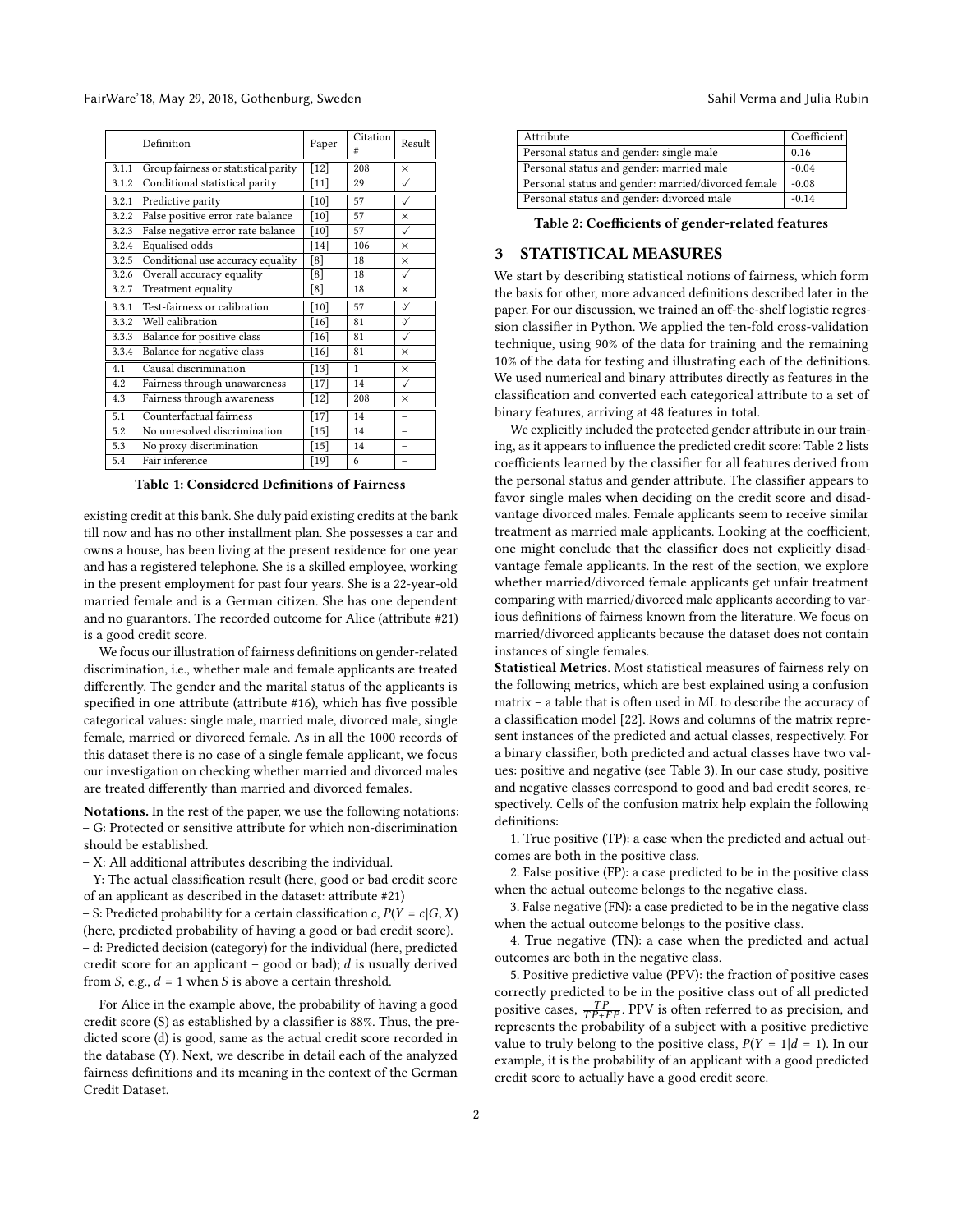| | Definition | Paper | Citation # | Result |
|---|---|---|---|---|
| 3.1.1 | Group fairness or statistical parity | [12] | 208 | × |
| 3.1.2 | Conditional statistical parity | [11] | 29 | ✓ |
| 3.2.1 | Predictive parity | [10] | 57 | ✓ |
| 3.2.2 | False positive error rate balance | [10] | 57 | × |
| 3.2.3 | False negative error rate balance | [10] | 57 | ✓ |
| 3.2.4 | Equalised odds | [14] | 106 | × |
| 3.2.5 | Conditional use accuracy equality | [8] | 18 | × |
| 3.2.6 | Overall accuracy equality | [8] | 18 | ✓ |
| 3.2.7 | Treatment equality | [8] | 18 | × |
| 3.3.1 | Test-fairness or calibration | [10] | 57 | ✓ |
| 3.3.2 | Well calibration | [16] | 81 | ✓ |
| 3.3.3 | Balance for positive class | [16] | 81 | ✓ |
| 3.3.4 | Balance for negative class | [16] | 81 | × |
| 4.1 | Causal discrimination | [13] | 1 | × |
| 4.2 | Fairness through unawareness | [17] | 14 | ✓ |
| 4.3 | Fairness through awareness | [12] | 208 | × |
| 5.1 | Counterfactual fairness | [17] | 14 | – |
| 5.2 | No unresolved discrimination | [15] | 14 | – |
| 5.3 | No proxy discrimination | [15] | 14 | – |
| 5.4 | Fair inference | [19] | 6 | – |

**Table 1: Considered Definitions of Fairness**

existing credit at this bank. She duly paid existing credits at the bank till now and has no other installment plan. She possesses a car and owns a house, has been living at the present residence for one year and has a registered telephone. She is a skilled employee, working in the present employment for past four years. She is a 22-year-old married female and is a German citizen. She has one dependent and no guarantors. The recorded outcome for Alice (attribute #21) is a good credit score.

We focus our illustration of fairness definitions on gender-related discrimination, i.e., whether male and female applicants are treated differently. The gender and the marital status of the applicants is specified in one attribute (attribute #16), which has five possible categorical values: single male, married male, divorced male, single female, married or divorced female. As in all the 1000 records of this dataset there is no case of a single female applicant, we focus our investigation on checking whether married and divorced males are treated differently than married and divorced females.

**Notations.** In the rest of the paper, we use the following notations:
– G: Protected or sensitive attribute for which non-discrimination should be established.
– X: All additional attributes describing the individual.
– Y: The actual classification result (here, good or bad credit score of an applicant as described in the dataset: attribute #21)
– S: Predicted probability for a certain classification $c$, $P(Y = c|G, X)$ (here, predicted probability of having a good or bad credit score).
– d: Predicted decision (category) for the individual (here, predicted credit score for an applicant – good or bad); $d$ is usually derived from $S$, e.g., $d = 1$ when $S$ is above a certain threshold.

For Alice in the example above, the probability of having a good credit score (S) as established by a classifier is 88%. Thus, the predicted score (d) is good, same as the actual credit score recorded in the database (Y). Next, we describe in detail each of the analyzed fairness definitions and its meaning in the context of the German Credit Dataset.

| Attribute | Coefficient |
|---|---|
| Personal status and gender: single male | 0.16 |
| Personal status and gender: married male | -0.04 |
| Personal status and gender: married/divorced female | -0.08 |
| Personal status and gender: divorced male | -0.14 |

**Table 2: Coefficients of gender-related features**

## 3 STATISTICAL MEASURES

We start by describing statistical notions of fairness, which form the basis for other, more advanced definitions described later in the paper. For our discussion, we trained an off-the-shelf logistic regression classifier in Python. We applied the ten-fold cross-validation technique, using 90% of the data for training and the remaining 10% of the data for testing and illustrating each of the definitions. We used numerical and binary attributes directly as features in the classification and converted each categorical attribute to a set of binary features, arriving at 48 features in total.

We explicitly included the protected gender attribute in our training, as it appears to influence the predicted credit score: Table 2 lists coefficients learned by the classifier for all features derived from the personal status and gender attribute. The classifier appears to favor single males when deciding on the credit score and disadvantage divorced males. Female applicants seem to receive similar treatment as married male applicants. Looking at the coefficient, one might conclude that the classifier does not explicitly disadvantage female applicants. In the rest of the section, we explore whether married/divorced female applicants get unfair treatment comparing with married/divorced male applicants according to various definitions of fairness known from the literature. We focus on married/divorced applicants because the dataset does not contain instances of single females.

**Statistical Metrics**. Most statistical measures of fairness rely on the following metrics, which are best explained using a confusion matrix – a table that is often used in ML to describe the accuracy of a classification model [22]. Rows and columns of the matrix represent instances of the predicted and actual classes, respectively. For a binary classifier, both predicted and actual classes have two values: positive and negative (see Table 3). In our case study, positive and negative classes correspond to good and bad credit scores, respectively. Cells of the confusion matrix help explain the following definitions:

1. True positive (TP): a case when the predicted and actual outcomes are both in the positive class.

2. False positive (FP): a case predicted to be in the positive class when the actual outcome belongs to the negative class.

3. False negative (FN): a case predicted to be in the negative class when the actual outcome belongs to the positive class.

4. True negative (TN): a case when the predicted and actual outcomes are both in the negative class.

5. Positive predictive value (PPV): the fraction of positive cases correctly predicted to be in the positive class out of all predicted positive cases, $\frac{TP}{TP+FP}$. PPV is often referred to as precision, and represents the probability of a subject with a positive predictive value to truly belong to the positive class, $P(Y = 1|d = 1)$. In our example, it is the probability of an applicant with a good predicted credit score to actually have a good credit score.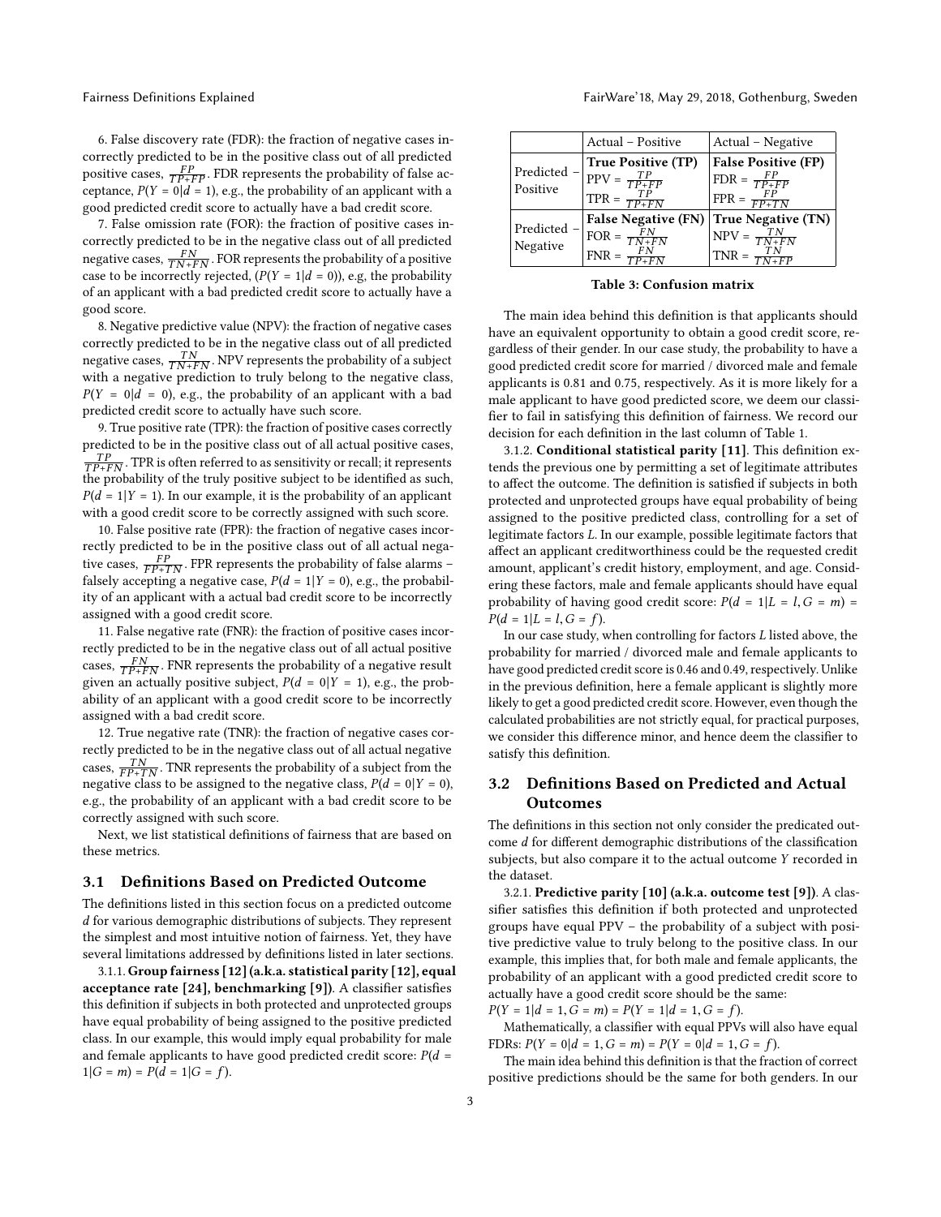6. False discovery rate (FDR): the fraction of negative cases incorrectly predicted to be in the positive class out of all predicted positive cases, $\frac{FP}{TP+FP}$. FDR represents the probability of false acceptance, $P(Y = 0|d = 1)$, e.g., the probability of an applicant with a good predicted credit score to actually have a bad credit score.

7. False omission rate (FOR): the fraction of positive cases incorrectly predicted to be in the negative class out of all predicted negative cases, $\frac{FN}{TN+FN}$. FOR represents the probability of a positive case to be incorrectly rejected, ($P(Y = 1|d = 0)$), e.g, the probability of an applicant with a bad predicted credit score to actually have a good score.

8. Negative predictive value (NPV): the fraction of negative cases correctly predicted to be in the negative class out of all predicted negative cases, $\frac{TN}{TN+FN}$. NPV represents the probability of a subject with a negative prediction to truly belong to the negative class, $P(Y = 0|d = 0)$, e.g., the probability of an applicant with a bad predicted credit score to actually have such score.

9. True positive rate (TPR): the fraction of positive cases correctly predicted to be in the positive class out of all actual positive cases, $\frac{TP}{TP+FN}$. TPR is often referred to as sensitivity or recall; it represents the probability of the truly positive subject to be identified as such, $P(d = 1|Y = 1)$. In our example, it is the probability of an applicant with a good credit score to be correctly assigned with such score.

10. False positive rate (FPR): the fraction of negative cases incorrectly predicted to be in the positive class out of all actual negative cases, $\frac{FP}{FP+TN}$. FPR represents the probability of false alarms – falsely accepting a negative case, $P(d = 1|Y = 0)$, e.g., the probability of an applicant with a actual bad credit score to be incorrectly assigned with a good credit score.

11. False negative rate (FNR): the fraction of positive cases incorrectly predicted to be in the negative class out of all actual positive cases, $\frac{FN}{TP+FN}$. FNR represents the probability of a negative result given an actually positive subject, $P(d = 0|Y = 1)$, e.g., the probability of an applicant with a good credit score to be incorrectly assigned with a bad credit score.

12. True negative rate (TNR): the fraction of negative cases correctly predicted to be in the negative class out of all actual negative cases, $\frac{TN}{FP+TN}$. TNR represents the probability of a subject from the negative class to be assigned to the negative class, $P(d = 0|Y = 0)$, e.g., the probability of an applicant with a bad credit score to be correctly assigned with such score.

Next, we list statistical definitions of fairness that are based on these metrics.

## 3.1 Definitions Based on Predicted Outcome

The definitions listed in this section focus on a predicted outcome $d$ for various demographic distributions of subjects. They represent the simplest and most intuitive notion of fairness. Yet, they have several limitations addressed by definitions listed in later sections.

3.1.1. **Group fairness [12] (a.k.a. statistical parity [12], equal acceptance rate [24], benchmarking [9])**. A classifier satisfies this definition if subjects in both protected and unprotected groups have equal probability of being assigned to the positive predicted class. In our example, this would imply equal probability for male and female applicants to have good predicted credit score: $P(d = 1|G = m) = P(d = 1|G = f)$.

| | Actual – Positive | Actual – Negative |
|---|---|---|
| Predicted – Positive | **True Positive (TP)**<br>PPV = $\frac{TP}{TP+FP}$<br>TPR = $\frac{TP}{TP+FN}$ | **False Positive (FP)**<br>FDR = $\frac{FP}{TP+FP}$<br>FPR = $\frac{FP}{FP+TN}$ |
| Predicted – Negative | **False Negative (FN)**<br>FOR = $\frac{FN}{TN+FN}$<br>FNR = $\frac{FN}{TP+FN}$ | **True Negative (TN)**<br>NPV = $\frac{TN}{TN+FN}$<br>TNR = $\frac{TN}{TN+FP}$ |

**Table 3: Confusion matrix**

The main idea behind this definition is that applicants should have an equivalent opportunity to obtain a good credit score, regardless of their gender. In our case study, the probability to have a good predicted credit score for married / divorced male and female applicants is 0.81 and 0.75, respectively. As it is more likely for a male applicant to have good predicted score, we deem our classifier to fail in satisfying this definition of fairness. We record our decision for each definition in the last column of Table 1.

3.1.2. **Conditional statistical parity [11]**. This definition extends the previous one by permitting a set of legitimate attributes to affect the outcome. The definition is satisfied if subjects in both protected and unprotected groups have equal probability of being assigned to the positive predicted class, controlling for a set of legitimate factors $L$. In our example, possible legitimate factors that affect an applicant creditworthiness could be the requested credit amount, applicant's credit history, employment, and age. Considering these factors, male and female applicants should have equal probability of having good credit score: $P(d = 1|L = l, G = m) = P(d = 1|L = l, G = f)$.

In our case study, when controlling for factors $L$ listed above, the probability for married / divorced male and female applicants to have good predicted credit score is 0.46 and 0.49, respectively. Unlike in the previous definition, here a female applicant is slightly more likely to get a good predicted credit score. However, even though the calculated probabilities are not strictly equal, for practical purposes, we consider this difference minor, and hence deem the classifier to satisfy this definition.

## 3.2 Definitions Based on Predicted and Actual Outcomes

The definitions in this section not only consider the predicated outcome $d$ for different demographic distributions of the classification subjects, but also compare it to the actual outcome $Y$ recorded in the dataset.

3.2.1. **Predictive parity [10] (a.k.a. outcome test [9])**. A classifier satisfies this definition if both protected and unprotected groups have equal PPV – the probability of a subject with positive predictive value to truly belong to the positive class. In our example, this implies that, for both male and female applicants, the probability of an applicant with a good predicted credit score to actually have a good credit score should be the same:
$P(Y = 1|d = 1, G = m) = P(Y = 1|d = 1, G = f)$.

Mathematically, a classifier with equal PPVs will also have equal FDRs: $P(Y = 0|d = 1, G = m) = P(Y = 0|d = 1, G = f)$.

The main idea behind this definition is that the fraction of correct positive predictions should be the same for both genders. In our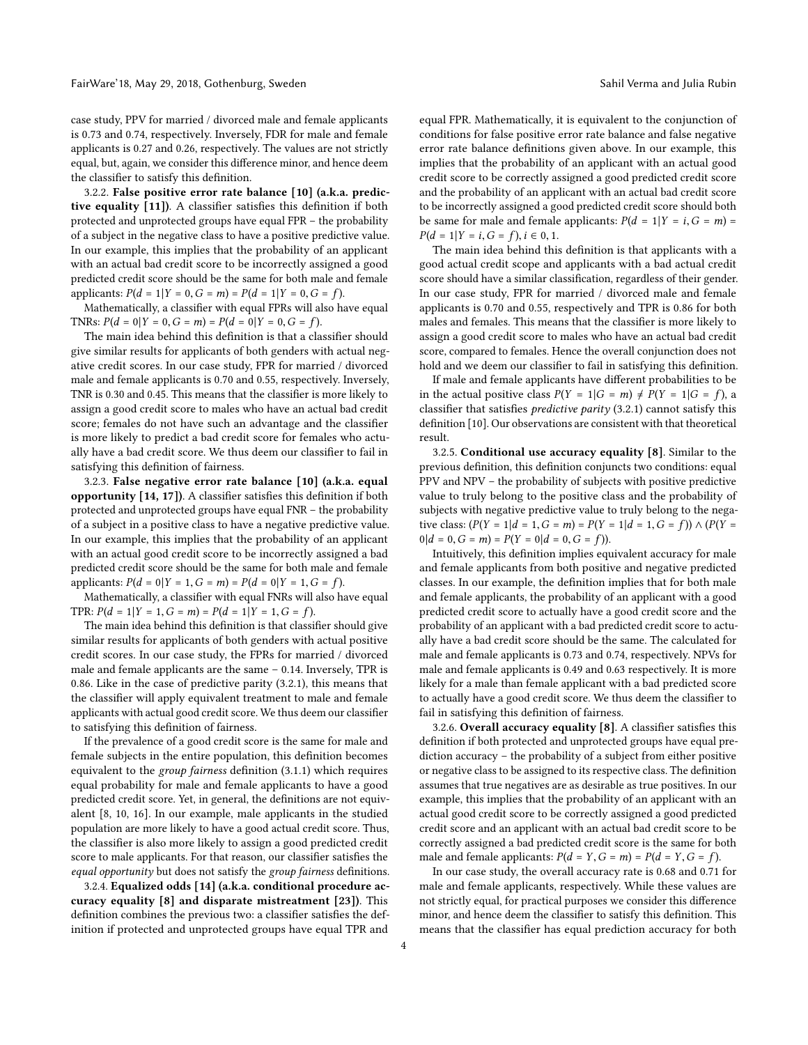case study, PPV for married / divorced male and female applicants is 0.73 and 0.74, respectively. Inversely, FDR for male and female applicants is 0.27 and 0.26, respectively. The values are not strictly equal, but, again, we consider this difference minor, and hence deem the classifier to satisfy this definition.

3.2.2. **False positive error rate balance [10] (a.k.a. predictive equality [11])**. A classifier satisfies this definition if both protected and unprotected groups have equal FPR – the probability of a subject in the negative class to have a positive predictive value. In our example, this implies that the probability of an applicant with an actual bad credit score to be incorrectly assigned a good predicted credit score should be the same for both male and female applicants: $P(d = 1|Y = 0, G = m) = P(d = 1|Y = 0, G = f)$.

Mathematically, a classifier with equal FPRs will also have equal TNRs: $P(d = 0|Y = 0, G = m) = P(d = 0|Y = 0, G = f)$.

The main idea behind this definition is that a classifier should give similar results for applicants of both genders with actual negative credit scores. In our case study, FPR for married / divorced male and female applicants is 0.70 and 0.55, respectively. Inversely, TNR is 0.30 and 0.45. This means that the classifier is more likely to assign a good credit score to males who have an actual bad credit score; females do not have such an advantage and the classifier is more likely to predict a bad credit score for females who actually have a bad credit score. We thus deem our classifier to fail in satisfying this definition of fairness.

3.2.3. **False negative error rate balance [10] (a.k.a. equal opportunity [14, 17])**. A classifier satisfies this definition if both protected and unprotected groups have equal FNR – the probability of a subject in a positive class to have a negative predictive value. In our example, this implies that the probability of an applicant with an actual good credit score to be incorrectly assigned a bad predicted credit score should be the same for both male and female applicants: $P(d = 0|Y = 1, G = m) = P(d = 0|Y = 1, G = f)$.

Mathematically, a classifier with equal FNRs will also have equal TPR: $P(d = 1|Y = 1, G = m) = P(d = 1|Y = 1, G = f)$.

The main idea behind this definition is that classifier should give similar results for applicants of both genders with actual positive credit scores. In our case study, the FPRs for married / divorced male and female applicants are the same – 0.14. Inversely, TPR is 0.86. Like in the case of predictive parity (3.2.1), this means that the classifier will apply equivalent treatment to male and female applicants with actual good credit score. We thus deem our classifier to satisfying this definition of fairness.

If the prevalence of a good credit score is the same for male and female subjects in the entire population, this definition becomes equivalent to the *group fairness* definition (3.1.1) which requires equal probability for male and female applicants to have a good predicted credit score. Yet, in general, the definitions are not equivalent [8, 10, 16]. In our example, male applicants in the studied population are more likely to have a good actual credit score. Thus, the classifier is also more likely to assign a good predicted credit score to male applicants. For that reason, our classifier satisfies the *equal opportunity* but does not satisfy the *group fairness* definitions.

3.2.4. **Equalized odds [14] (a.k.a. conditional procedure accuracy equality [8] and disparate mistreatment [23])**. This definition combines the previous two: a classifier satisfies the definition if protected and unprotected groups have equal TPR and equal FPR. Mathematically, it is equivalent to the conjunction of conditions for false positive error rate balance and false negative error rate balance definitions given above. In our example, this implies that the probability of an applicant with an actual good credit score to be correctly assigned a good predicted credit score and the probability of an applicant with an actual bad credit score to be incorrectly assigned a good predicted credit score should both be same for male and female applicants: $P(d = 1|Y = i, G = m) = P(d = 1|Y = i, G = f), i \in 0, 1$.

The main idea behind this definition is that applicants with a good actual credit scope and applicants with a bad actual credit score should have a similar classification, regardless of their gender. In our case study, FPR for married / divorced male and female applicants is 0.70 and 0.55, respectively and TPR is 0.86 for both males and females. This means that the classifier is more likely to assign a good credit score to males who have an actual bad credit score, compared to females. Hence the overall conjunction does not hold and we deem our classifier to fail in satisfying this definition.

If male and female applicants have different probabilities to be in the actual positive class $P(Y = 1|G = m) \neq P(Y = 1|G = f)$, a classifier that satisfies *predictive parity* (3.2.1) cannot satisfy this definition [10]. Our observations are consistent with that theoretical result.

3.2.5. **Conditional use accuracy equality [8]**. Similar to the previous definition, this definition conjuncts two conditions: equal PPV and NPV – the probability of subjects with positive predictive value to truly belong to the positive class and the probability of subjects with negative predictive value to truly belong to the negative class: $(P(Y = 1|d = 1, G = m) = P(Y = 1|d = 1, G = f)) \wedge (P(Y = 0|d = 0, G = m) = P(Y = 0|d = 0, G = f))$.

Intuitively, this definition implies equivalent accuracy for male and female applicants from both positive and negative predicted classes. In our example, the definition implies that for both male and female applicants, the probability of an applicant with a good predicted credit score to actually have a good credit score and the probability of an applicant with a bad predicted credit score to actually have a bad credit score should be the same. The calculated for male and female applicants is 0.73 and 0.74, respectively. NPVs for male and female applicants is 0.49 and 0.63 respectively. It is more likely for a male than female applicant with a bad predicted score to actually have a good credit score. We thus deem the classifier to fail in satisfying this definition of fairness.

3.2.6. **Overall accuracy equality [8]**. A classifier satisfies this definition if both protected and unprotected groups have equal prediction accuracy – the probability of a subject from either positive or negative class to be assigned to its respective class. The definition assumes that true negatives are as desirable as true positives. In our example, this implies that the probability of an applicant with an actual good credit score to be correctly assigned a good predicted credit score and an applicant with an actual bad credit score to be correctly assigned a bad predicted credit score is the same for both male and female applicants: $P(d = Y, G = m) = P(d = Y, G = f)$.

In our case study, the overall accuracy rate is 0.68 and 0.71 for male and female applicants, respectively. While these values are not strictly equal, for practical purposes we consider this difference minor, and hence deem the classifier to satisfy this definition. This means that the classifier has equal prediction accuracy for both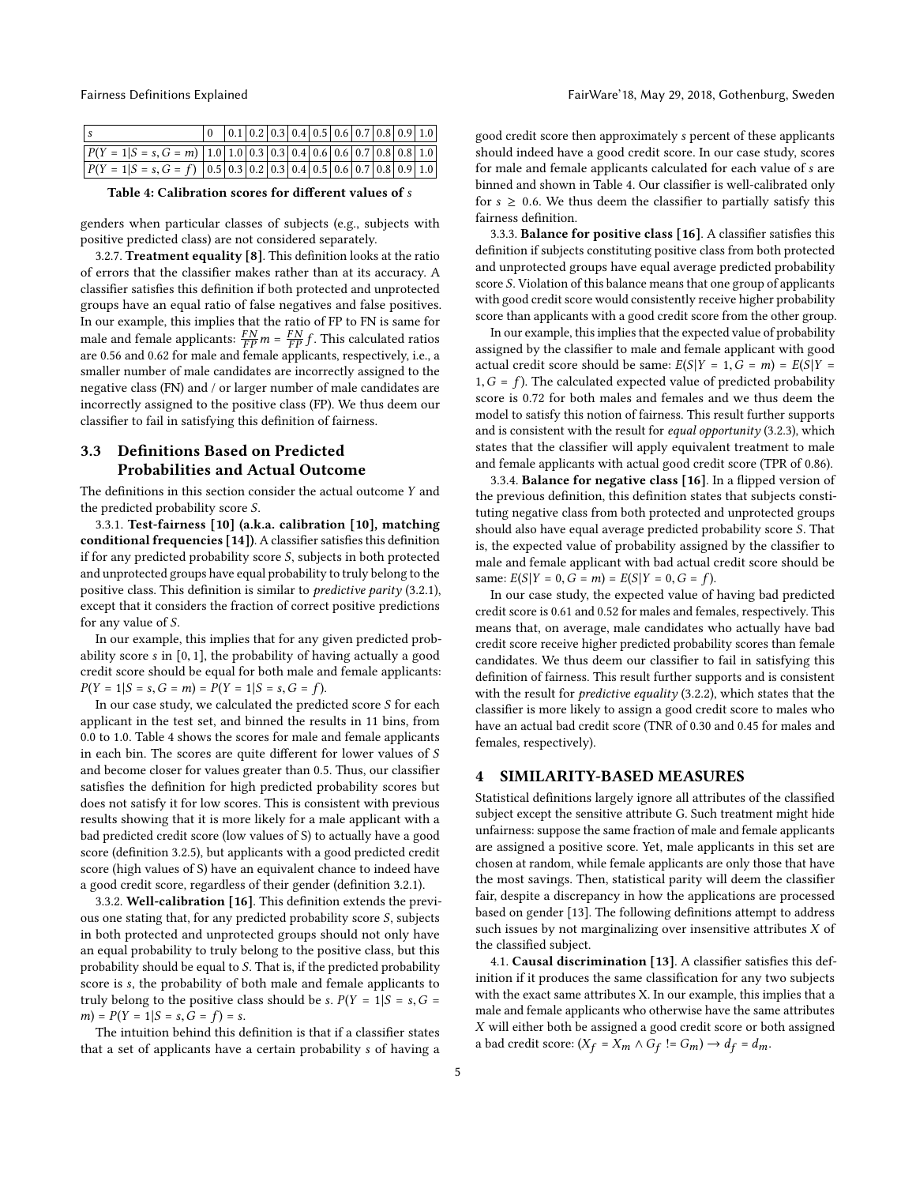| $s$ | 0 | 0.1 | 0.2 | 0.3 | 0.4 | 0.5 | 0.6 | 0.7 | 0.8 | 0.9 | 1.0 |
|---|---|---|---|---|---|---|---|---|---|---|---|
| $P(Y = 1\|S = s, G = m)$ | 1.0 | 1.0 | 0.3 | 0.3 | 0.4 | 0.6 | 0.6 | 0.7 | 0.8 | 0.8 | 1.0 |
| $P(Y = 1\|S = s, G = f)$ | 0.5 | 0.3 | 0.2 | 0.3 | 0.4 | 0.5 | 0.6 | 0.7 | 0.8 | 0.9 | 1.0 |

**Table 4: Calibration scores for different values of $s$**

genders when particular classes of subjects (e.g., subjects with positive predicted class) are not considered separately.

3.2.7. **Treatment equality [8]**. This definition looks at the ratio of errors that the classifier makes rather than at its accuracy. A classifier satisfies this definition if both protected and unprotected groups have an equal ratio of false negatives and false positives. In our example, this implies that the ratio of FP to FN is same for male and female applicants: $\frac{FN}{FP}m = \frac{FN}{FP}f$. This calculated ratios are 0.56 and 0.62 for male and female applicants, respectively, i.e., a smaller number of male candidates are incorrectly assigned to the negative class (FN) and / or larger number of male candidates are incorrectly assigned to the positive class (FP). We thus deem our classifier to fail in satisfying this definition of fairness.

## 3.3 Definitions Based on Predicted Probabilities and Actual Outcome

The definitions in this section consider the actual outcome $Y$ and the predicted probability score $S$.

3.3.1. **Test-fairness [10] (a.k.a. calibration [10], matching conditional frequencies [14])**. A classifier satisfies this definition if for any predicted probability score $S$, subjects in both protected and unprotected groups have equal probability to truly belong to the positive class. This definition is similar to *predictive parity* (3.2.1), except that it considers the fraction of correct positive predictions for any value of $S$.

In our example, this implies that for any given predicted probability score $s$ in $[0, 1]$, the probability of having actually a good credit score should be equal for both male and female applicants: $P(Y = 1|S = s, G = m) = P(Y = 1|S = s, G = f)$.

In our case study, we calculated the predicted score $S$ for each applicant in the test set, and binned the results in 11 bins, from 0.0 to 1.0. Table 4 shows the scores for male and female applicants in each bin. The scores are quite different for lower values of $S$ and become closer for values greater than 0.5. Thus, our classifier satisfies the definition for high predicted probability scores but does not satisfy it for low scores. This is consistent with previous results showing that it is more likely for a male applicant with a bad predicted credit score (low values of S) to actually have a good score (definition 3.2.5), but applicants with a good predicted credit score (high values of S) have an equivalent chance to indeed have a good credit score, regardless of their gender (definition 3.2.1).

3.3.2. **Well-calibration [16]**. This definition extends the previous one stating that, for any predicted probability score $S$, subjects in both protected and unprotected groups should not only have an equal probability to truly belong to the positive class, but this probability should be equal to $S$. That is, if the predicted probability score is $s$, the probability of both male and female applicants to truly belong to the positive class should be $s$. $P(Y = 1|S = s, G = m) = P(Y = 1|S = s, G = f) = s$.

The intuition behind this definition is that if a classifier states that a set of applicants have a certain probability $s$ of having a good credit score then approximately $s$ percent of these applicants should indeed have a good credit score. In our case study, scores for male and female applicants calculated for each value of $s$ are binned and shown in Table 4. Our classifier is well-calibrated only for $s \geq 0.6$. We thus deem the classifier to partially satisfy this fairness definition.

3.3.3. **Balance for positive class [16]**. A classifier satisfies this definition if subjects constituting positive class from both protected and unprotected groups have equal average predicted probability score $S$. Violation of this balance means that one group of applicants with good credit score would consistently receive higher probability score than applicants with a good credit score from the other group.

In our example, this implies that the expected value of probability assigned by the classifier to male and female applicant with good actual credit score should be same: $E(S|Y = 1, G = m) = E(S|Y = 1, G = f)$. The calculated expected value of predicted probability score is 0.72 for both males and females and we thus deem the model to satisfy this notion of fairness. This result further supports and is consistent with the result for *equal opportunity* (3.2.3), which states that the classifier will apply equivalent treatment to male and female applicants with actual good credit score (TPR of 0.86).

3.3.4. **Balance for negative class [16]**. In a flipped version of the previous definition, this definition states that subjects constituting negative class from both protected and unprotected groups should also have equal average predicted probability score $S$. That is, the expected value of probability assigned by the classifier to male and female applicant with bad actual credit score should be same: $E(S|Y = 0, G = m) = E(S|Y = 0, G = f)$.

In our case study, the expected value of having bad predicted credit score is 0.61 and 0.52 for males and females, respectively. This means that, on average, male candidates who actually have bad credit score receive higher predicted probability scores than female candidates. We thus deem our classifier to fail in satisfying this definition of fairness. This result further supports and is consistent with the result for *predictive equality* (3.2.2), which states that the classifier is more likely to assign a good credit score to males who have an actual bad credit score (TNR of 0.30 and 0.45 for males and females, respectively).

# 4 SIMILARITY-BASED MEASURES

Statistical definitions largely ignore all attributes of the classified subject except the sensitive attribute G. Such treatment might hide unfairness: suppose the same fraction of male and female applicants are assigned a positive score. Yet, male applicants in this set are chosen at random, while female applicants are only those that have the most savings. Then, statistical parity will deem the classifier fair, despite a discrepancy in how the applications are processed based on gender [13]. The following definitions attempt to address such issues by not marginalizing over insensitive attributes $X$ of the classified subject.

4.1. **Causal discrimination [13]**. A classifier satisfies this definition if it produces the same classification for any two subjects with the exact same attributes X. In our example, this implies that a male and female applicants who otherwise have the same attributes $X$ will either both be assigned a good credit score or both assigned a bad credit score: $(X_f = X_m \wedge G_f \mathrel{!}= G_m) \rightarrow d_f = d_m$.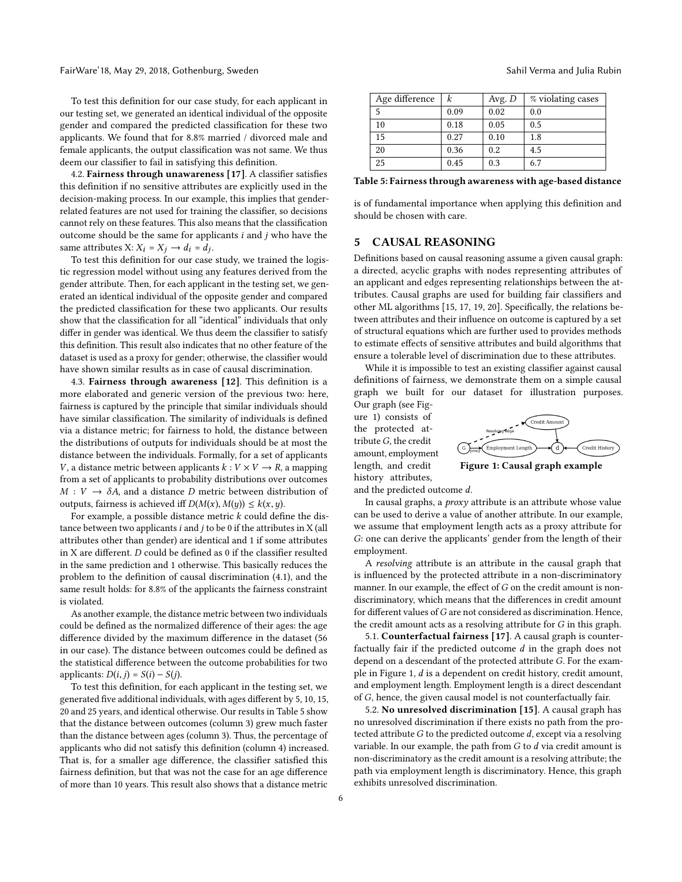To test this definition for our case study, for each applicant in our testing set, we generated an identical individual of the opposite gender and compared the predicted classification for these two applicants. We found that for 8.8% married / divorced male and female applicants, the output classification was not same. We thus deem our classifier to fail in satisfying this definition.

4.2. **Fairness through unawareness [17]**. A classifier satisfies this definition if no sensitive attributes are explicitly used in the decision-making process. In our example, this implies that gender-related features are not used for training the classifier, so decisions cannot rely on these features. This also means that the classification outcome should be the same for applicants $i$ and $j$ who have the same attributes X: $X_i = X_j \rightarrow d_i = d_j$.

To test this definition for our case study, we trained the logistic regression model without using any features derived from the gender attribute. Then, for each applicant in the testing set, we generated an identical individual of the opposite gender and compared the predicted classification for these two applicants. Our results show that the classification for all "identical" individuals that only differ in gender was identical. We thus deem the classifier to satisfy this definition. This result also indicates that no other feature of the dataset is used as a proxy for gender; otherwise, the classifier would have shown similar results as in case of causal discrimination.

4.3. **Fairness through awareness [12]**. This definition is a more elaborated and generic version of the previous two: here, fairness is captured by the principle that similar individuals should have similar classification. The similarity of individuals is defined via a distance metric; for fairness to hold, the distance between the distributions of outputs for individuals should be at most the distance between the individuals. Formally, for a set of applicants $V$, a distance metric between applicants $k : V \times V \rightarrow R$, a mapping from a set of applicants to probability distributions over outcomes $M : V \rightarrow \delta A$, and a distance $D$ metric between distribution of outputs, fairness is achieved iff $D(M(x), M(y)) \leq k(x, y)$.

For example, a possible distance metric $k$ could define the distance between two applicants $i$ and $j$ to be 0 if the attributes in X (all attributes other than gender) are identical and 1 if some attributes in X are different. $D$ could be defined as 0 if the classifier resulted in the same prediction and 1 otherwise. This basically reduces the problem to the definition of causal discrimination (4.1), and the same result holds: for 8.8% of the applicants the fairness constraint is violated.

As another example, the distance metric between two individuals could be defined as the normalized difference of their ages: the age difference divided by the maximum difference in the dataset (56 in our case). The distance between outcomes could be defined as the statistical difference between the outcome probabilities for two applicants: $D(i, j) = S(i) - S(j)$.

To test this definition, for each applicant in the testing set, we generated five additional individuals, with ages different by 5, 10, 15, 20 and 25 years, and identical otherwise. Our results in Table 5 show that the distance between outcomes (column 3) grew much faster than the distance between ages (column 3). Thus, the percentage of applicants who did not satisfy this definition (column 4) increased. That is, for a smaller age difference, the classifier satisfied this fairness definition, but that was not the case for an age difference of more than 10 years. This result also shows that a distance metric is of fundamental importance when applying this definition and should be chosen with care.

| Age difference | $k$ | Avg. $D$ | % violating cases |
|---|---|---|---|
| 5 | 0.09 | 0.02 | 0.0 |
| 10 | 0.18 | 0.05 | 0.5 |
| 15 | 0.27 | 0.10 | 1.8 |
| 20 | 0.36 | 0.2 | 4.5 |
| 25 | 0.45 | 0.3 | 6.7 |

**Table 5: Fairness through awareness with age-based distance**

## 5 CAUSAL REASONING

Definitions based on causal reasoning assume a given causal graph: a directed, acyclic graphs with nodes representing attributes of an applicant and edges representing relationships between the attributes. Causal graphs are used for building fair classifiers and other ML algorithms [15, 17, 19, 20]. Specifically, the relations between attributes and their influence on outcome is captured by a set of structural equations which are further used to provides methods to estimate effects of sensitive attributes and build algorithms that ensure a tolerable level of discrimination due to these attributes.

While it is impossible to test an existing classifier against causal definitions of fairness, we demonstrate them on a simple causal graph we built for our dataset for illustration purposes. Our graph (see Figure 1) consists of the protected attribute $G$, the credit amount, employment length, and credit history attributes, and the predicted outcome $d$.

**Figure 1: Causal graph example**

In causal graphs, a *proxy* attribute is an attribute whose value can be used to derive a value of another attribute. In our example, we assume that employment length acts as a proxy attribute for $G$: one can derive the applicants' gender from the length of their employment.

A *resolving* attribute is an attribute in the causal graph that is influenced by the protected attribute in a non-discriminatory manner. In our example, the effect of $G$ on the credit amount is non-discriminatory, which means that the differences in credit amount for different values of $G$ are not considered as discrimination. Hence, the credit amount acts as a resolving attribute for $G$ in this graph.

5.1. **Counterfactual fairness [17]**. A causal graph is counterfactually fair if the predicted outcome $d$ in the graph does not depend on a descendant of the protected attribute $G$. For the example in Figure 1, $d$ is a dependent on credit history, credit amount, and employment length. Employment length is a direct descendant of $G$, hence, the given causal model is not counterfactually fair.

5.2. **No unresolved discrimination [15]**. A causal graph has no unresolved discrimination if there exists no path from the protected attribute $G$ to the predicted outcome $d$, except via a resolving variable. In our example, the path from $G$ to $d$ via credit amount is non-discriminatory as the credit amount is a resolving attribute; the path via employment length is discriminatory. Hence, this graph exhibits unresolved discrimination.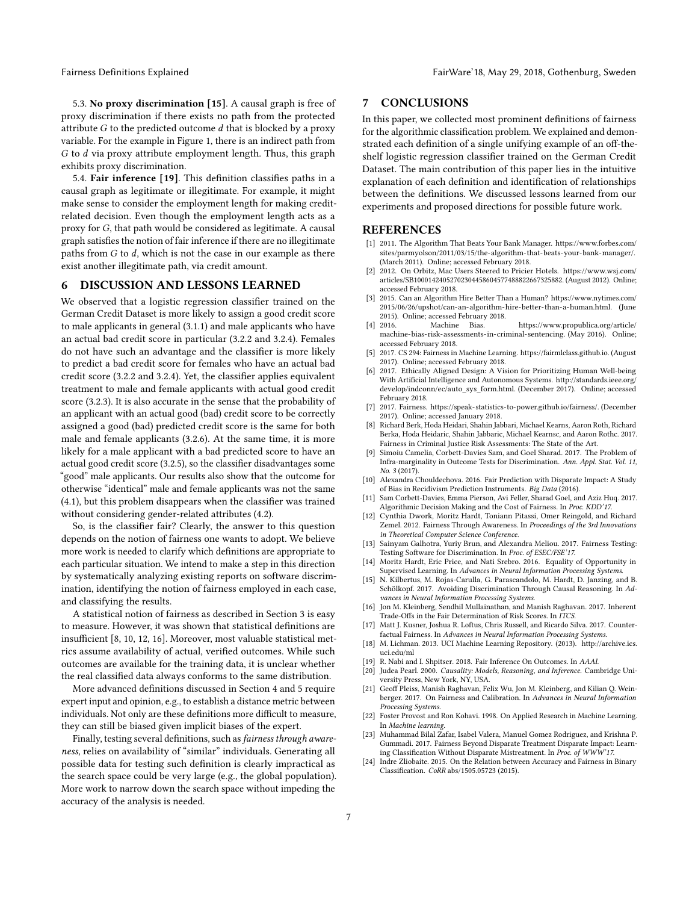5.3. **No proxy discrimination [15]**. A causal graph is free of proxy discrimination if there exists no path from the protected attribute $G$ to the predicted outcome $d$ that is blocked by a proxy variable. For the example in Figure 1, there is an indirect path from $G$ to $d$ via proxy attribute employment length. Thus, this graph exhibits proxy discrimination.

5.4. **Fair inference [19]**. This definition classifies paths in a causal graph as legitimate or illegitimate. For example, it might make sense to consider the employment length for making credit-related decision. Even though the employment length acts as a proxy for $G$, that path would be considered as legitimate. A causal graph satisfies the notion of fair inference if there are no illegitimate paths from $G$ to $d$, which is not the case in our example as there exist another illegitimate path, via credit amount.

## 6 DISCUSSION AND LESSONS LEARNED

We observed that a logistic regression classifier trained on the German Credit Dataset is more likely to assign a good credit score to male applicants in general (3.1.1) and male applicants who have an actual bad credit score in particular (3.2.2 and 3.2.4). Females do not have such an advantage and the classifier is more likely to predict a bad credit score for females who have an actual bad credit score (3.2.2 and 3.2.4). Yet, the classifier applies equivalent treatment to male and female applicants with actual good credit score (3.2.3). It is also accurate in the sense that the probability of an applicant with an actual good (bad) credit score to be correctly assigned a good (bad) predicted credit score is the same for both male and female applicants (3.2.6). At the same time, it is more likely for a male applicant with a bad predicted score to have an actual good credit score (3.2.5), so the classifier disadvantages some "good" male applicants. Our results also show that the outcome for otherwise "identical" male and female applicants was not the same (4.1), but this problem disappears when the classifier was trained without considering gender-related attributes (4.2).

So, is the classifier fair? Clearly, the answer to this question depends on the notion of fairness one wants to adopt. We believe more work is needed to clarify which definitions are appropriate to each particular situation. We intend to make a step in this direction by systematically analyzing existing reports on software discrimination, identifying the notion of fairness employed in each case, and classifying the results.

A statistical notion of fairness as described in Section 3 is easy to measure. However, it was shown that statistical definitions are insufficient [8, 10, 12, 16]. Moreover, most valuable statistical metrics assume availability of actual, verified outcomes. While such outcomes are available for the training data, it is unclear whether the real classified data always conforms to the same distribution.

More advanced definitions discussed in Section 4 and 5 require expert input and opinion, e.g., to establish a distance metric between individuals. Not only are these definitions more difficult to measure, they can still be biased given implicit biases of the expert.

Finally, testing several definitions, such as *fairness through awareness*, relies on availability of "similar" individuals. Generating all possible data for testing such definition is clearly impractical as the search space could be very large (e.g., the global population). More work to narrow down the search space without impeding the accuracy of the analysis is needed.

## 7 CONCLUSIONS

In this paper, we collected most prominent definitions of fairness for the algorithmic classification problem. We explained and demonstrated each definition of a single unifying example of an off-the-shelf logistic regression classifier trained on the German Credit Dataset. The main contribution of this paper lies in the intuitive explanation of each definition and identification of relationships between the definitions. We discussed lessons learned from our experiments and proposed directions for possible future work.

## REFERENCES

[1] 2011. The Algorithm That Beats Your Bank Manager. https://www.forbes.com/sites/parmyolson/2011/03/15/the-algorithm-that-beats-your-bank-manager/. (March 2011). Online; accessed February 2018.

[2] 2012. On Orbitz, Mac Users Steered to Pricier Hotels. https://www.wsj.com/articles/SB10001424052702304458604577488822667325882. (August 2012). Online; accessed February 2018.

[3] 2015. Can an Algorithm Hire Better Than a Human? https://www.nytimes.com/2015/06/26/upshot/can-an-algorithm-hire-better-than-a-human.html. (June 2015). Online; accessed February 2018.

[4] 2016. Machine Bias. https://www.propublica.org/article/machine-bias-risk-assessments-in-criminal-sentencing. (May 2016). Online; accessed February 2018.

[5] 2017. CS 294: Fairness in Machine Learning. https://fairmlclass.github.io. (August 2017). Online; accessed February 2018.

[6] 2017. Ethically Aligned Design: A Vision for Prioritizing Human Well-being With Artificial Intelligence and Autonomous Systems. http://standards.ieee.org/develop/indconn/ec/auto_sys_form.html. (December 2017). Online; accessed February 2018.

[7] 2017. Fairness. https://speak-statistics-to-power.github.io/fairness/. (December 2017). Online; accessed January 2018.

[8] Richard Berk, Hoda Heidari, Shahin Jabbari, Michael Kearns, Aaron Roth, Richard Berka, Hoda Heidaric, Shahin Jabbaric, Michael Kearnsc, and Aaron Rothc. 2017. Fairness in Criminal Justice Risk Assessments: The State of the Art.

[9] Simoiu Camelia, Corbett-Davies Sam, and Goel Sharad. 2017. The Problem of Infra-marginality in Outcome Tests for Discrimination. *Ann. Appl. Stat. Vol. 11, No. 3* (2017).

[10] Alexandra Chouldechova. 2016. Fair Prediction with Disparate Impact: A Study of Bias in Recidivism Prediction Instruments. *Big Data* (2016).

[11] Sam Corbett-Davies, Emma Pierson, Avi Feller, Sharad Goel, and Aziz Huq. 2017. Algorithmic Decision Making and the Cost of Fairness. In *Proc. KDD'17*.

[12] Cynthia Dwork, Moritz Hardt, Toniann Pitassi, Omer Reingold, and Richard Zemel. 2012. Fairness Through Awareness. In *Proceedings of the 3rd Innovations in Theoretical Computer Science Conference*.

[13] Sainyam Galhotra, Yuriy Brun, and Alexandra Meliou. 2017. Fairness Testing: Testing Software for Discrimination. In *Proc. of ESEC/FSE'17*.

[14] Moritz Hardt, Eric Price, and Nati Srebro. 2016. Equality of Opportunity in Supervised Learning. In *Advances in Neural Information Processing Systems*.

[15] N. Kilbertus, M. Rojas-Carulla, G. Parascandolo, M. Hardt, D. Janzing, and B. Schölkopf. 2017. Avoiding Discrimination Through Causal Reasoning. In *Advances in Neural Information Processing Systems*.

[16] Jon M. Kleinberg, Sendhil Mullainathan, and Manish Raghavan. 2017. Inherent Trade-Offs in the Fair Determination of Risk Scores. In *ITCS*.

[17] Matt J. Kusner, Joshua R. Loftus, Chris Russell, and Ricardo Silva. 2017. Counterfactual Fairness. In *Advances in Neural Information Processing Systems*.

[18] M. Lichman. 2013. UCI Machine Learning Repository. (2013). http://archive.ics.uci.edu/ml

[19] R. Nabi and I. Shpitser. 2018. Fair Inference On Outcomes. In *AAAI*.

[20] Judea Pearl. 2000. *Causality: Models, Reasoning, and Inference.* Cambridge University Press, New York, NY, USA.

[21] Geoff Pleiss, Manish Raghavan, Felix Wu, Jon M. Kleinberg, and Kilian Q. Weinberger. 2017. On Fairness and Calibration. In *Advances in Neural Information Processing Systems*.

[22] Foster Provost and Ron Kohavi. 1998. On Applied Research in Machine Learning. In *Machine learning*.

[23] Muhammad Bilal Zafar, Isabel Valera, Manuel Gomez Rodriguez, and Krishna P. Gummadi. 2017. Fairness Beyond Disparate Treatment Disparate Impact: Learning Classification Without Disparate Mistreatment. In *Proc. of WWW'17*.

[24] Indre Zliobaite. 2015. On the Relation between Accuracy and Fairness in Binary Classification. *CoRR* abs/1505.05723 (2015).